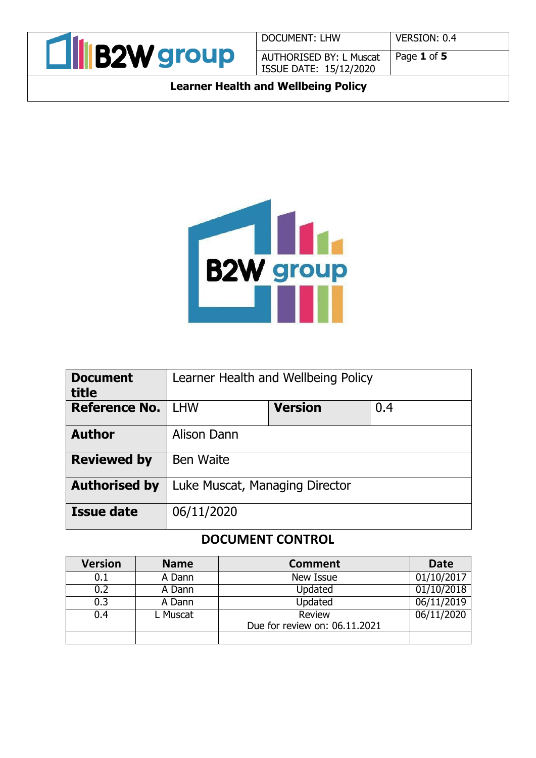| Document title | Learner Health and Wellbeing Policy | | |
|---|---|---|---|
| Reference No. | LHW | Version | 0.4 |
| Author | Alison Dann | | |
| Reviewed by | Ben Waite | | |
| Authorised by | Luke Muscat, Managing Director | | |
| Issue date | 06/11/2020 | | |

## DOCUMENT CONTROL

| Version | Name | Comment | Date |
|---|---|---|---|
| 0.1 | A Dann | New Issue | 01/10/2017 |
| 0.2 | A Dann | Updated | 01/10/2018 |
| 0.3 | A Dann | Updated | 06/11/2019 |
| 0.4 | L Muscat | Review<br>Due for review on: 06.11.2021 | 06/11/2020 |
| | | | |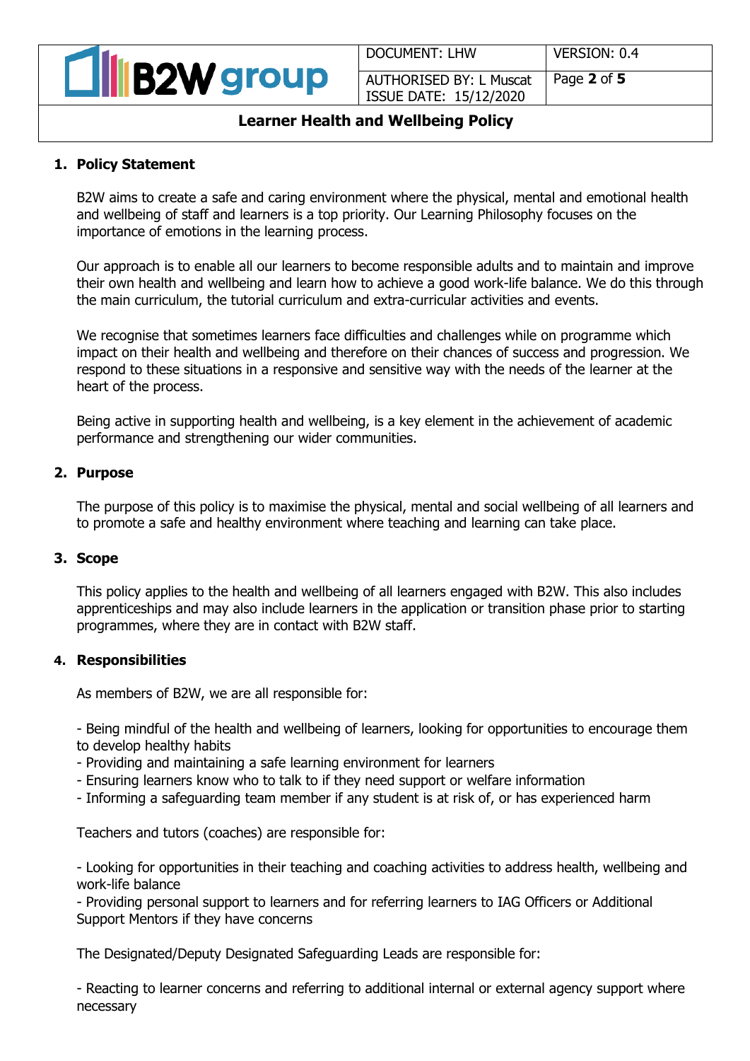## 1. Policy Statement

B2W aims to create a safe and caring environment where the physical, mental and emotional health and wellbeing of staff and learners is a top priority. Our Learning Philosophy focuses on the importance of emotions in the learning process.

Our approach is to enable all our learners to become responsible adults and to maintain and improve their own health and wellbeing and learn how to achieve a good work-life balance. We do this through the main curriculum, the tutorial curriculum and extra-curricular activities and events.

We recognise that sometimes learners face difficulties and challenges while on programme which impact on their health and wellbeing and therefore on their chances of success and progression. We respond to these situations in a responsive and sensitive way with the needs of the learner at the heart of the process.

Being active in supporting health and wellbeing, is a key element in the achievement of academic performance and strengthening our wider communities.

## 2. Purpose

The purpose of this policy is to maximise the physical, mental and social wellbeing of all learners and to promote a safe and healthy environment where teaching and learning can take place.

## 3. Scope

This policy applies to the health and wellbeing of all learners engaged with B2W. This also includes apprenticeships and may also include learners in the application or transition phase prior to starting programmes, where they are in contact with B2W staff.

## 4. Responsibilities

As members of B2W, we are all responsible for:

- Being mindful of the health and wellbeing of learners, looking for opportunities to encourage them to develop healthy habits
- Providing and maintaining a safe learning environment for learners
- Ensuring learners know who to talk to if they need support or welfare information
- Informing a safeguarding team member if any student is at risk of, or has experienced harm

Teachers and tutors (coaches) are responsible for:

- Looking for opportunities in their teaching and coaching activities to address health, wellbeing and work-life balance
- Providing personal support to learners and for referring learners to IAG Officers or Additional Support Mentors if they have concerns

The Designated/Deputy Designated Safeguarding Leads are responsible for:

- Reacting to learner concerns and referring to additional internal or external agency support where necessary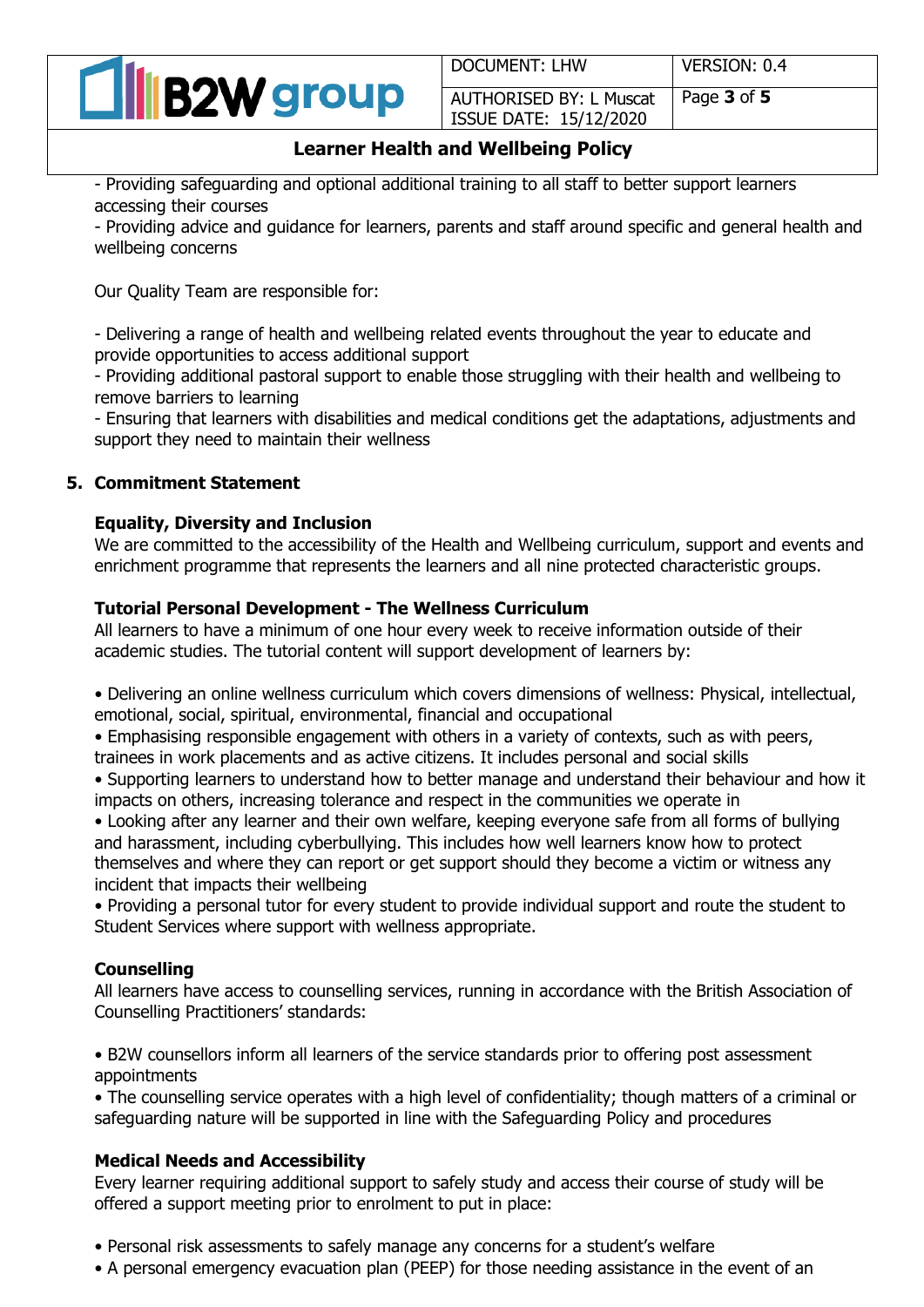- Providing safeguarding and optional additional training to all staff to better support learners accessing their courses
- Providing advice and guidance for learners, parents and staff around specific and general health and wellbeing concerns

Our Quality Team are responsible for:

- Delivering a range of health and wellbeing related events throughout the year to educate and provide opportunities to access additional support
- Providing additional pastoral support to enable those struggling with their health and wellbeing to remove barriers to learning
- Ensuring that learners with disabilities and medical conditions get the adaptations, adjustments and support they need to maintain their wellness

## 5. Commitment Statement

### Equality, Diversity and Inclusion

We are committed to the accessibility of the Health and Wellbeing curriculum, support and events and enrichment programme that represents the learners and all nine protected characteristic groups.

### Tutorial Personal Development - The Wellness Curriculum

All learners to have a minimum of one hour every week to receive information outside of their academic studies. The tutorial content will support development of learners by:

- Delivering an online wellness curriculum which covers dimensions of wellness: Physical, intellectual, emotional, social, spiritual, environmental, financial and occupational
- Emphasising responsible engagement with others in a variety of contexts, such as with peers, trainees in work placements and as active citizens. It includes personal and social skills
- Supporting learners to understand how to better manage and understand their behaviour and how it impacts on others, increasing tolerance and respect in the communities we operate in
- Looking after any learner and their own welfare, keeping everyone safe from all forms of bullying and harassment, including cyberbullying. This includes how well learners know how to protect themselves and where they can report or get support should they become a victim or witness any incident that impacts their wellbeing
- Providing a personal tutor for every student to provide individual support and route the student to Student Services where support with wellness appropriate.

### Counselling

All learners have access to counselling services, running in accordance with the British Association of Counselling Practitioners' standards:

- B2W counsellors inform all learners of the service standards prior to offering post assessment appointments
- The counselling service operates with a high level of confidentiality; though matters of a criminal or safeguarding nature will be supported in line with the Safeguarding Policy and procedures

### Medical Needs and Accessibility

Every learner requiring additional support to safely study and access their course of study will be offered a support meeting prior to enrolment to put in place:

- Personal risk assessments to safely manage any concerns for a student's welfare
- A personal emergency evacuation plan (PEEP) for those needing assistance in the event of an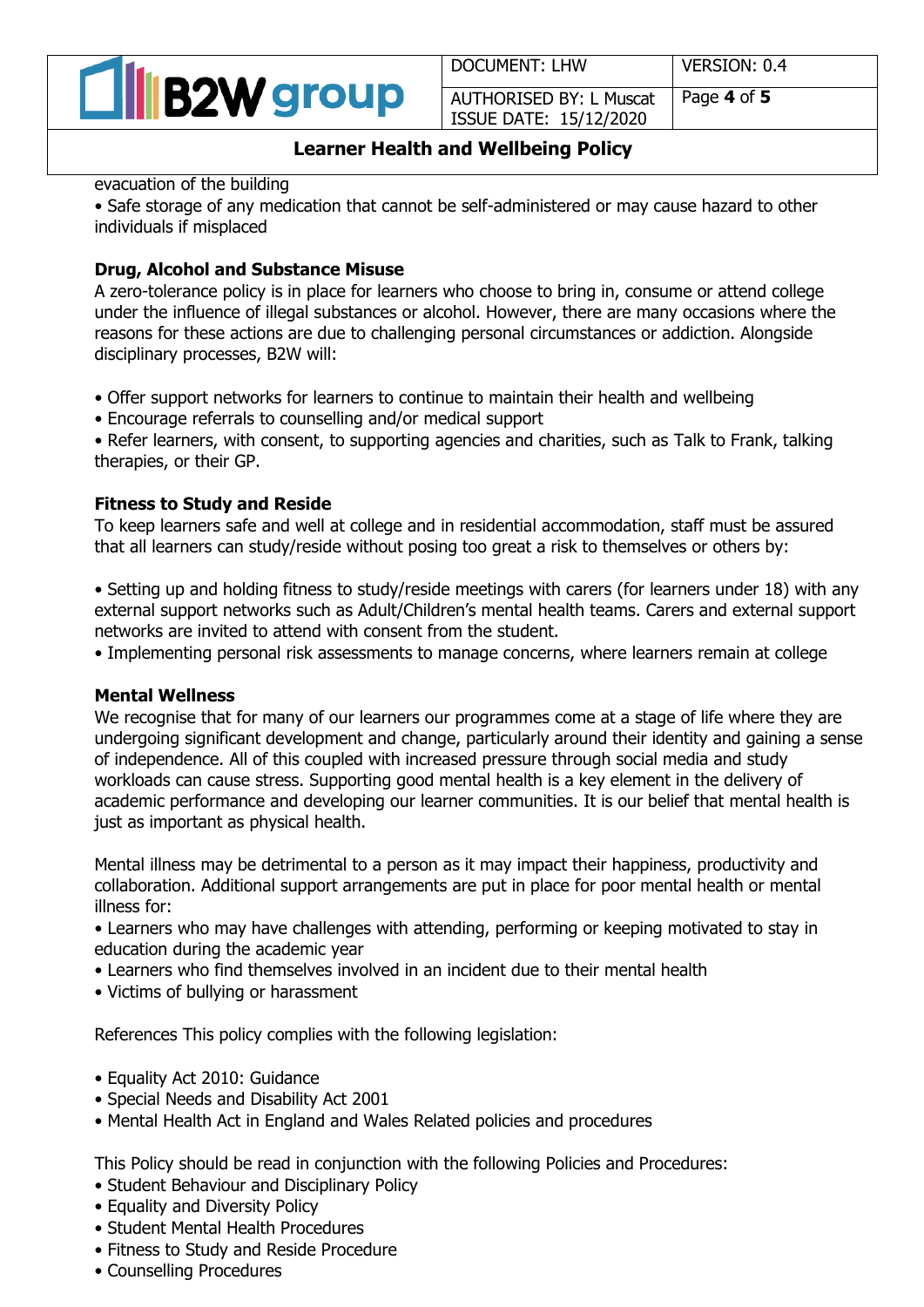evacuation of the building

• Safe storage of any medication that cannot be self-administered or may cause hazard to other individuals if misplaced

**Drug, Alcohol and Substance Misuse**

A zero-tolerance policy is in place for learners who choose to bring in, consume or attend college under the influence of illegal substances or alcohol. However, there are many occasions where the reasons for these actions are due to challenging personal circumstances or addiction. Alongside disciplinary processes, B2W will:

• Offer support networks for learners to continue to maintain their health and wellbeing
• Encourage referrals to counselling and/or medical support
• Refer learners, with consent, to supporting agencies and charities, such as Talk to Frank, talking therapies, or their GP.

**Fitness to Study and Reside**

To keep learners safe and well at college and in residential accommodation, staff must be assured that all learners can study/reside without posing too great a risk to themselves or others by:

• Setting up and holding fitness to study/reside meetings with carers (for learners under 18) with any external support networks such as Adult/Children's mental health teams. Carers and external support networks are invited to attend with consent from the student.
• Implementing personal risk assessments to manage concerns, where learners remain at college

**Mental Wellness**

We recognise that for many of our learners our programmes come at a stage of life where they are undergoing significant development and change, particularly around their identity and gaining a sense of independence. All of this coupled with increased pressure through social media and study workloads can cause stress. Supporting good mental health is a key element in the delivery of academic performance and developing our learner communities. It is our belief that mental health is just as important as physical health.

Mental illness may be detrimental to a person as it may impact their happiness, productivity and collaboration. Additional support arrangements are put in place for poor mental health or mental illness for:

• Learners who may have challenges with attending, performing or keeping motivated to stay in education during the academic year
• Learners who find themselves involved in an incident due to their mental health
• Victims of bullying or harassment

References This policy complies with the following legislation:

• Equality Act 2010: Guidance
• Special Needs and Disability Act 2001
• Mental Health Act in England and Wales Related policies and procedures

This Policy should be read in conjunction with the following Policies and Procedures:

• Student Behaviour and Disciplinary Policy
• Equality and Diversity Policy
• Student Mental Health Procedures
• Fitness to Study and Reside Procedure
• Counselling Procedures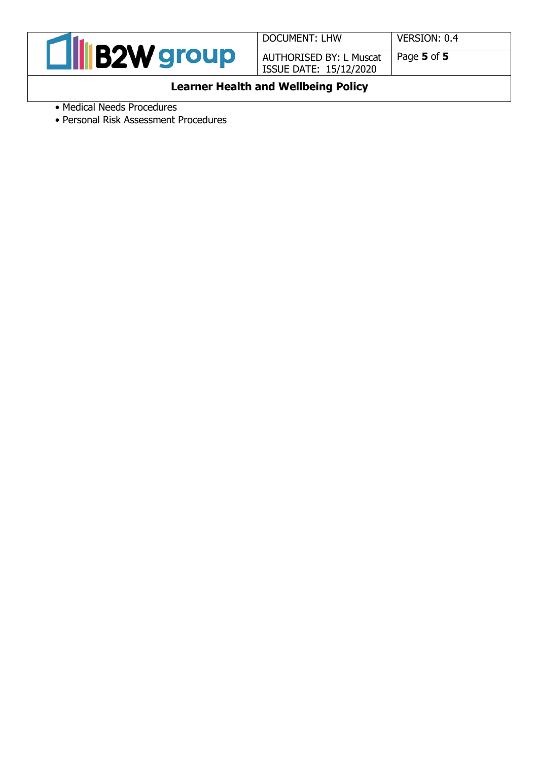- Medical Needs Procedures
- Personal Risk Assessment Procedures